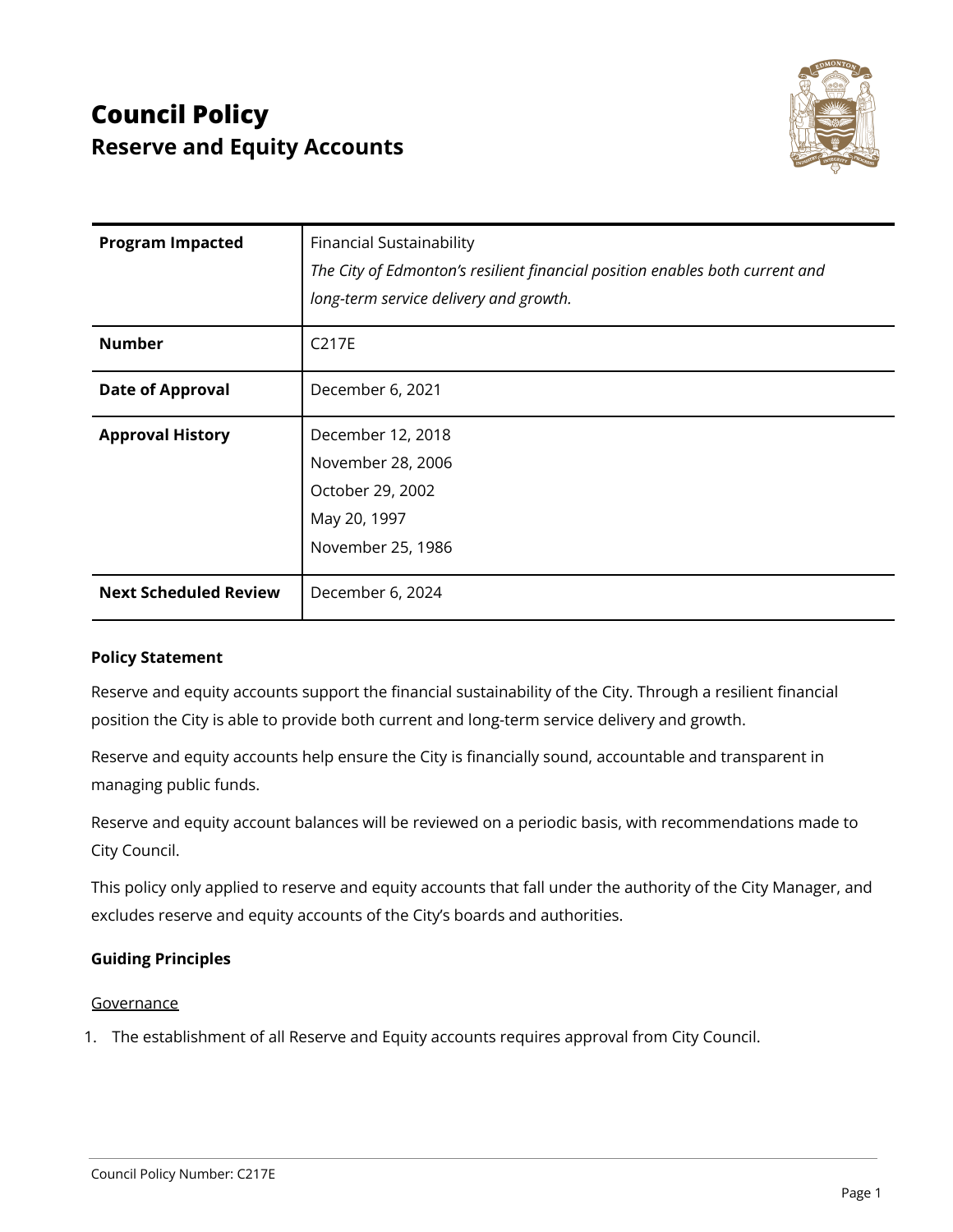# Council Policy
## Reserve and Equity Accounts

| | |
|---|---|
| **Program Impacted** | Financial Sustainability<br>*The City of Edmonton's resilient financial position enables both current and long-term service delivery and growth.* |
| **Number** | C217E |
| **Date of Approval** | December 6, 2021 |
| **Approval History** | December 12, 2018<br>November 28, 2006<br>October 29, 2002<br>May 20, 1997<br>November 25, 1986 |
| **Next Scheduled Review** | December 6, 2024 |

**Policy Statement**

Reserve and equity accounts support the financial sustainability of the City. Through a resilient financial position the City is able to provide both current and long-term service delivery and growth.

Reserve and equity accounts help ensure the City is financially sound, accountable and transparent in managing public funds.

Reserve and equity account balances will be reviewed on a periodic basis, with recommendations made to City Council.

This policy only applied to reserve and equity accounts that fall under the authority of the City Manager, and excludes reserve and equity accounts of the City's boards and authorities.

**Guiding Principles**

Governance

1. The establishment of all Reserve and Equity accounts requires approval from City Council.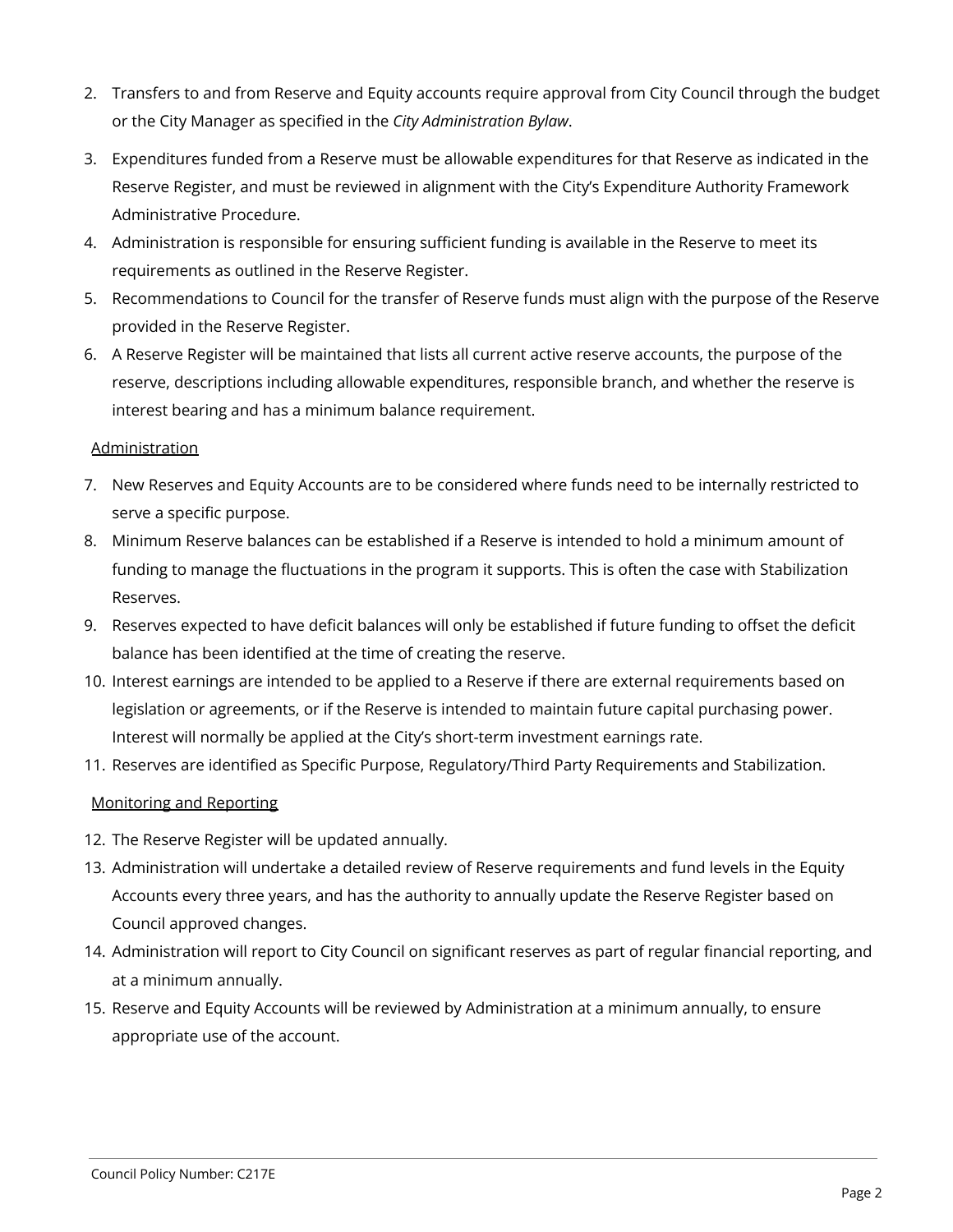2. Transfers to and from Reserve and Equity accounts require approval from City Council through the budget or the City Manager as specified in the *City Administration Bylaw*.
3. Expenditures funded from a Reserve must be allowable expenditures for that Reserve as indicated in the Reserve Register, and must be reviewed in alignment with the City's Expenditure Authority Framework Administrative Procedure.
4. Administration is responsible for ensuring sufficient funding is available in the Reserve to meet its requirements as outlined in the Reserve Register.
5. Recommendations to Council for the transfer of Reserve funds must align with the purpose of the Reserve provided in the Reserve Register.
6. A Reserve Register will be maintained that lists all current active reserve accounts, the purpose of the reserve, descriptions including allowable expenditures, responsible branch, and whether the reserve is interest bearing and has a minimum balance requirement.

<u>Administration</u>

7. New Reserves and Equity Accounts are to be considered where funds need to be internally restricted to serve a specific purpose.
8. Minimum Reserve balances can be established if a Reserve is intended to hold a minimum amount of funding to manage the fluctuations in the program it supports. This is often the case with Stabilization Reserves.
9. Reserves expected to have deficit balances will only be established if future funding to offset the deficit balance has been identified at the time of creating the reserve.
10. Interest earnings are intended to be applied to a Reserve if there are external requirements based on legislation or agreements, or if the Reserve is intended to maintain future capital purchasing power. Interest will normally be applied at the City's short-term investment earnings rate.
11. Reserves are identified as Specific Purpose, Regulatory/Third Party Requirements and Stabilization.

<u>Monitoring and Reporting</u>

12. The Reserve Register will be updated annually.
13. Administration will undertake a detailed review of Reserve requirements and fund levels in the Equity Accounts every three years, and has the authority to annually update the Reserve Register based on Council approved changes.
14. Administration will report to City Council on significant reserves as part of regular financial reporting, and at a minimum annually.
15. Reserve and Equity Accounts will be reviewed by Administration at a minimum annually, to ensure appropriate use of the account.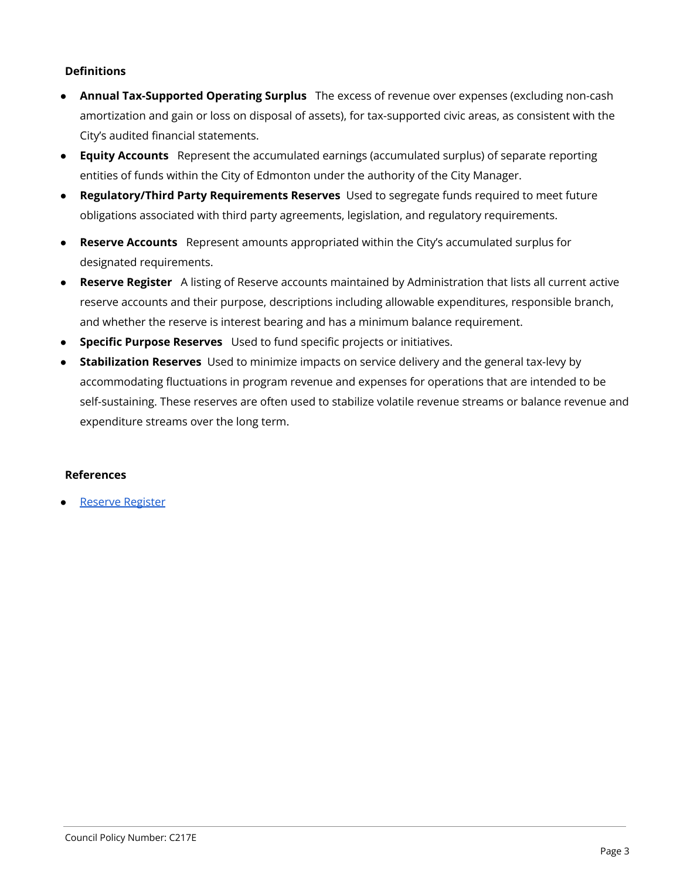**Definitions**

- **Annual Tax-Supported Operating Surplus** The excess of revenue over expenses (excluding non-cash amortization and gain or loss on disposal of assets), for tax-supported civic areas, as consistent with the City's audited financial statements.
- **Equity Accounts** Represent the accumulated earnings (accumulated surplus) of separate reporting entities of funds within the City of Edmonton under the authority of the City Manager.
- **Regulatory/Third Party Requirements Reserves** Used to segregate funds required to meet future obligations associated with third party agreements, legislation, and regulatory requirements.
- **Reserve Accounts** Represent amounts appropriated within the City's accumulated surplus for designated requirements.
- **Reserve Register** A listing of Reserve accounts maintained by Administration that lists all current active reserve accounts and their purpose, descriptions including allowable expenditures, responsible branch, and whether the reserve is interest bearing and has a minimum balance requirement.
- **Specific Purpose Reserves** Used to fund specific projects or initiatives.
- **Stabilization Reserves** Used to minimize impacts on service delivery and the general tax-levy by accommodating fluctuations in program revenue and expenses for operations that are intended to be self-sustaining. These reserves are often used to stabilize volatile revenue streams or balance revenue and expenditure streams over the long term.

**References**

- Reserve Register